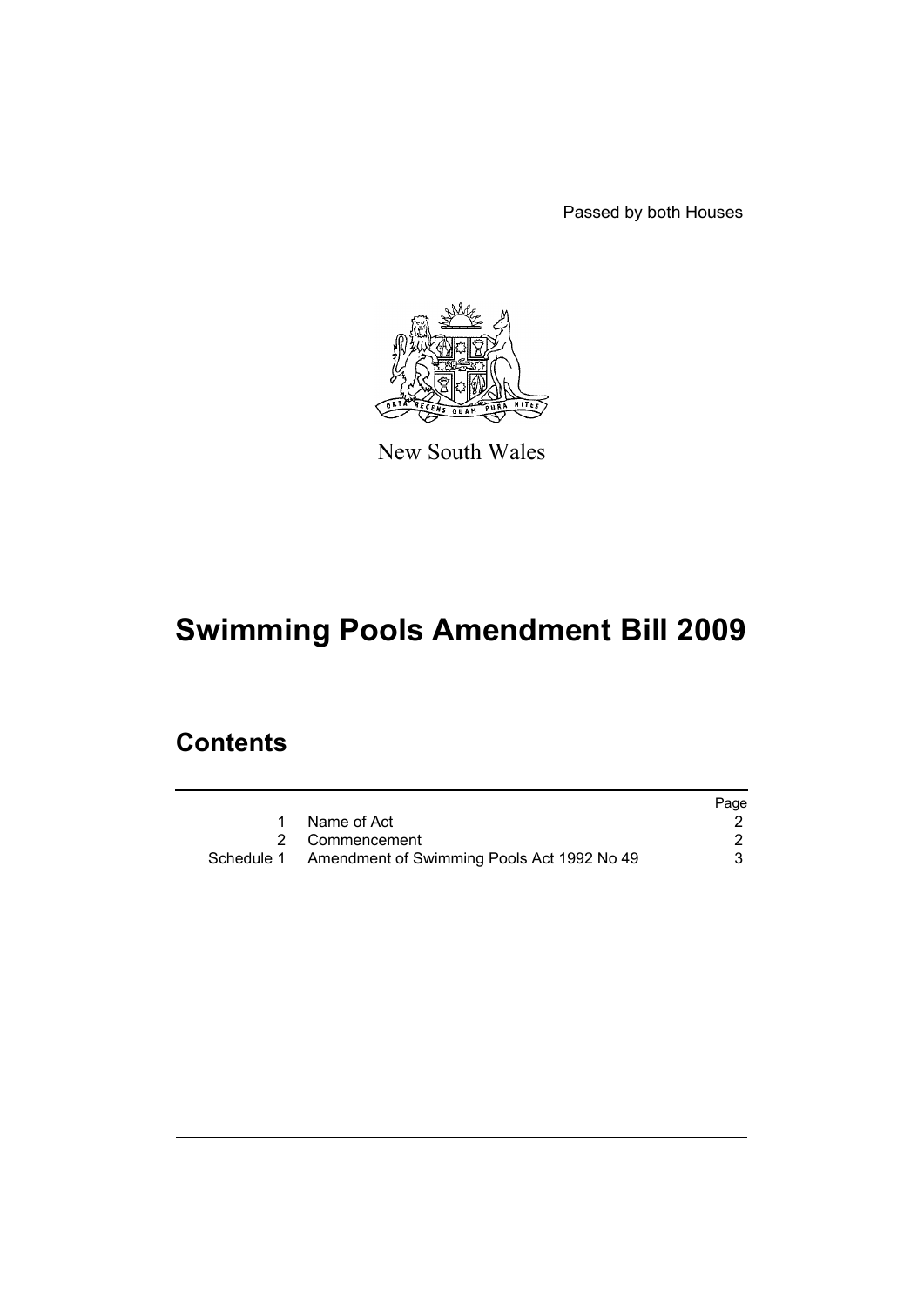Passed by both Houses

New South Wales

# Swimming Pools Amendment Bill 2009

## Contents

| | | Page |
|---|---|---|
| 1 | Name of Act | 2 |
| 2 | Commencement | 2 |
| Schedule 1 | Amendment of Swimming Pools Act 1992 No 49 | 3 |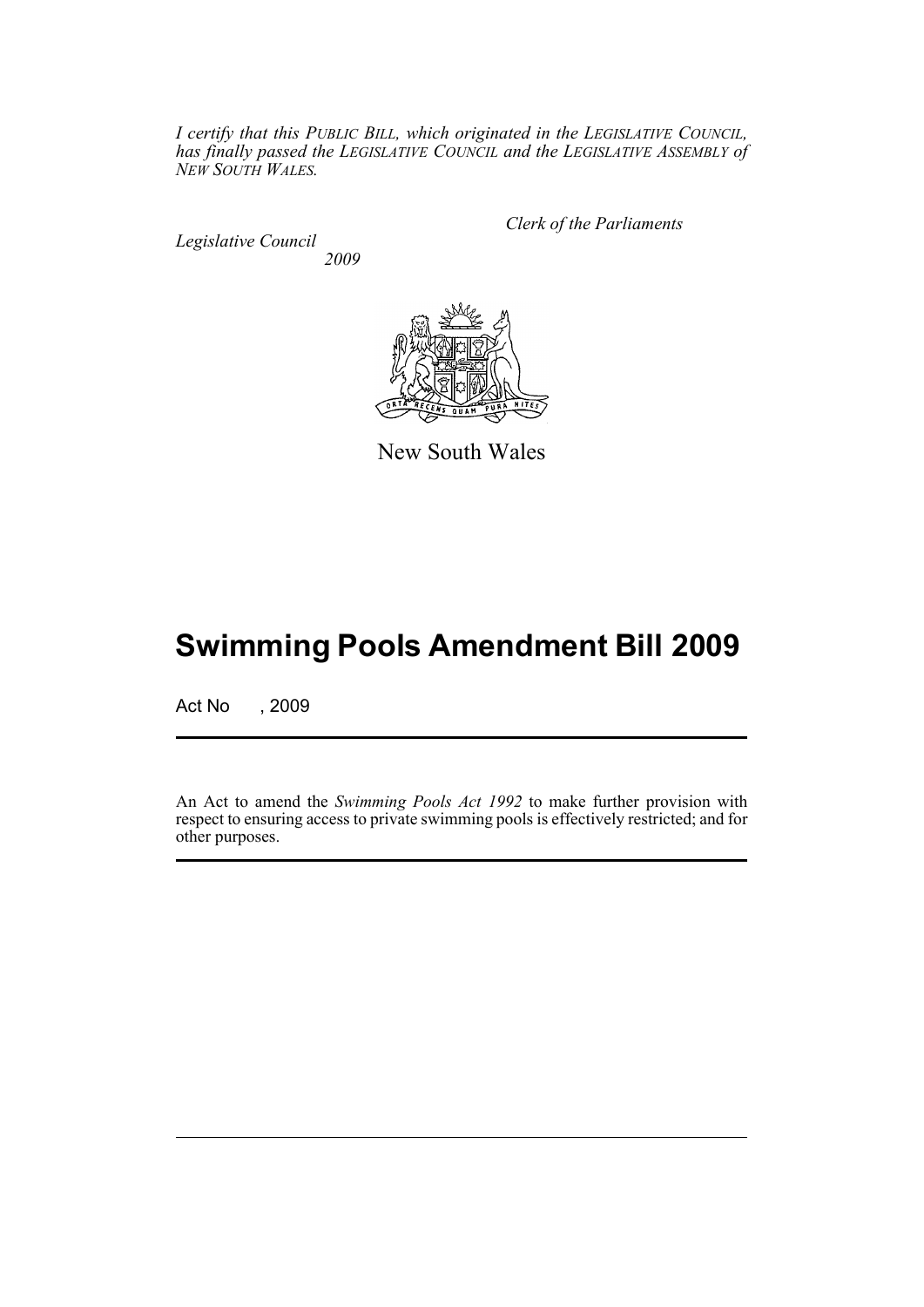*I certify that this PUBLIC BILL, which originated in the LEGISLATIVE COUNCIL, has finally passed the LEGISLATIVE COUNCIL and the LEGISLATIVE ASSEMBLY of NEW SOUTH WALES.*

*Clerk of the Parliaments*

*Legislative Council*

*2009*

New South Wales

# Swimming Pools Amendment Bill 2009

Act No , 2009

An Act to amend the *Swimming Pools Act 1992* to make further provision with respect to ensuring access to private swimming pools is effectively restricted; and for other purposes.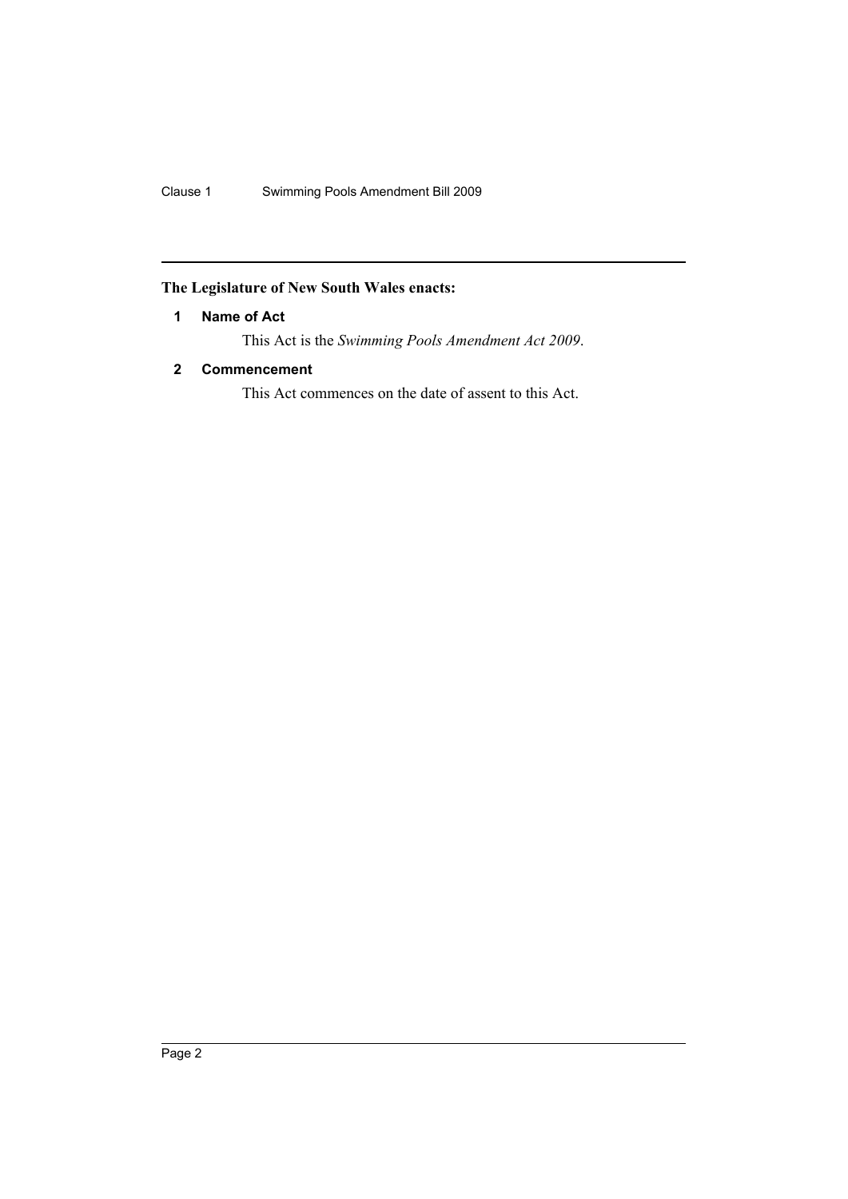**The Legislature of New South Wales enacts:**

### 1 Name of Act

This Act is the *Swimming Pools Amendment Act 2009*.

### 2 Commencement

This Act commences on the date of assent to this Act.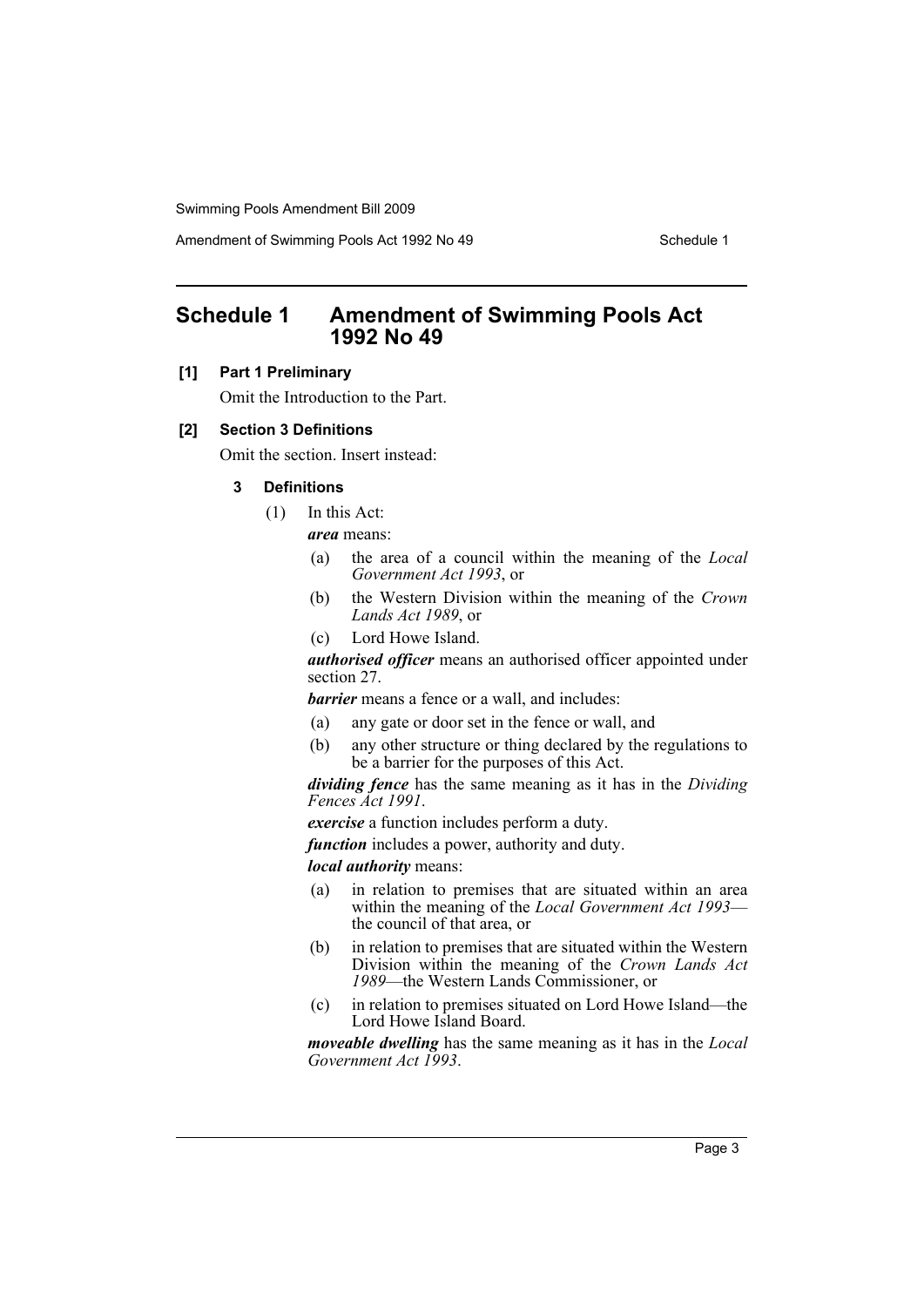# Schedule 1 Amendment of Swimming Pools Act 1992 No 49

**[1] Part 1 Preliminary**

Omit the Introduction to the Part.

**[2] Section 3 Definitions**

Omit the section. Insert instead:

**3 Definitions**

(1) In this Act:

***area*** means:

- (a) the area of a council within the meaning of the *Local Government Act 1993*, or
- (b) the Western Division within the meaning of the *Crown Lands Act 1989*, or
- (c) Lord Howe Island.

***authorised officer*** means an authorised officer appointed under section 27.

***barrier*** means a fence or a wall, and includes:

- (a) any gate or door set in the fence or wall, and
- (b) any other structure or thing declared by the regulations to be a barrier for the purposes of this Act.

***dividing fence*** has the same meaning as it has in the *Dividing Fences Act 1991*.

***exercise*** a function includes perform a duty.

***function*** includes a power, authority and duty.

***local authority*** means:

- (a) in relation to premises that are situated within an area within the meaning of the *Local Government Act 1993*—the council of that area, or
- (b) in relation to premises that are situated within the Western Division within the meaning of the *Crown Lands Act 1989*—the Western Lands Commissioner, or
- (c) in relation to premises situated on Lord Howe Island—the Lord Howe Island Board.

***moveable dwelling*** has the same meaning as it has in the *Local Government Act 1993*.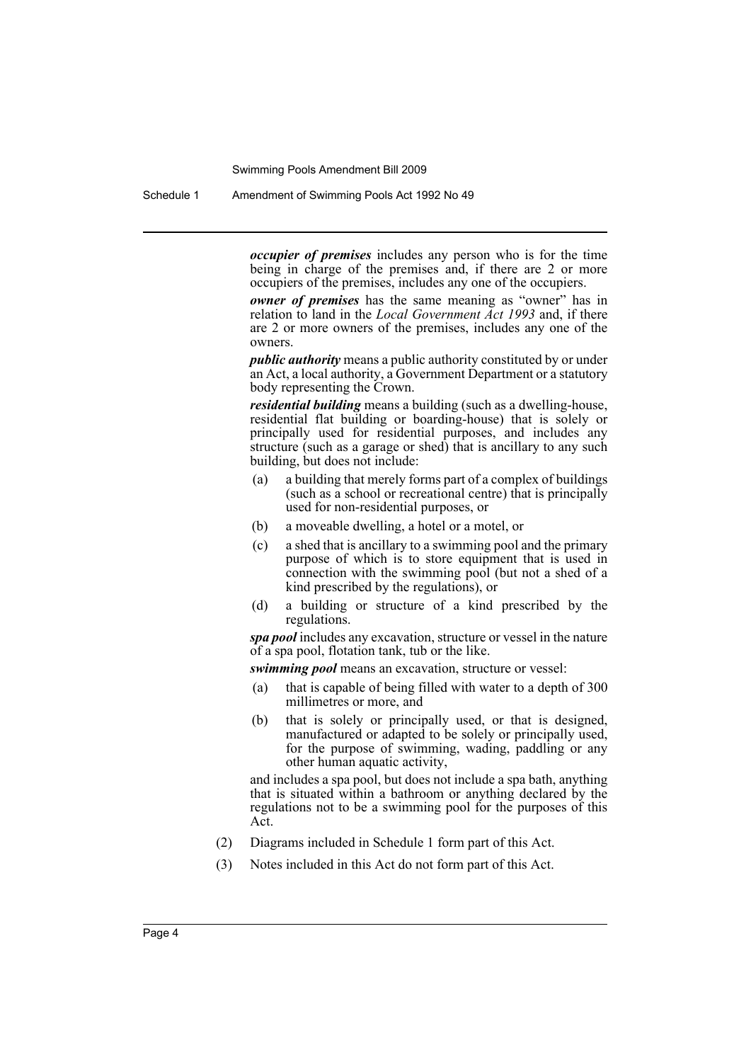***occupier of premises*** includes any person who is for the time being in charge of the premises and, if there are 2 or more occupiers of the premises, includes any one of the occupiers.

***owner of premises*** has the same meaning as "owner" has in relation to land in the *Local Government Act 1993* and, if there are 2 or more owners of the premises, includes any one of the owners.

***public authority*** means a public authority constituted by or under an Act, a local authority, a Government Department or a statutory body representing the Crown.

***residential building*** means a building (such as a dwelling-house, residential flat building or boarding-house) that is solely or principally used for residential purposes, and includes any structure (such as a garage or shed) that is ancillary to any such building, but does not include:

- (a) a building that merely forms part of a complex of buildings (such as a school or recreational centre) that is principally used for non-residential purposes, or
- (b) a moveable dwelling, a hotel or a motel, or
- (c) a shed that is ancillary to a swimming pool and the primary purpose of which is to store equipment that is used in connection with the swimming pool (but not a shed of a kind prescribed by the regulations), or
- (d) a building or structure of a kind prescribed by the regulations.

***spa pool*** includes any excavation, structure or vessel in the nature of a spa pool, flotation tank, tub or the like.

***swimming pool*** means an excavation, structure or vessel:

- (a) that is capable of being filled with water to a depth of 300 millimetres or more, and
- (b) that is solely or principally used, or that is designed, manufactured or adapted to be solely or principally used, for the purpose of swimming, wading, paddling or any other human aquatic activity,

and includes a spa pool, but does not include a spa bath, anything that is situated within a bathroom or anything declared by the regulations not to be a swimming pool for the purposes of this Act.

(2) Diagrams included in Schedule 1 form part of this Act.

(3) Notes included in this Act do not form part of this Act.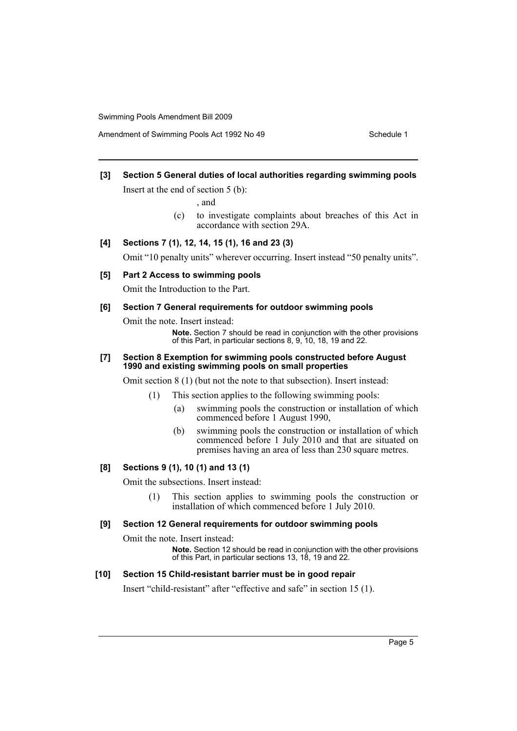**[3] Section 5 General duties of local authorities regarding swimming pools**

Insert at the end of section 5 (b):

, and

(c) to investigate complaints about breaches of this Act in accordance with section 29A.

**[4] Sections 7 (1), 12, 14, 15 (1), 16 and 23 (3)**

Omit "10 penalty units" wherever occurring. Insert instead "50 penalty units".

**[5] Part 2 Access to swimming pools**

Omit the Introduction to the Part.

**[6] Section 7 General requirements for outdoor swimming pools**

Omit the note. Insert instead:

**Note.** Section 7 should be read in conjunction with the other provisions of this Part, in particular sections 8, 9, 10, 18, 19 and 22.

**[7] Section 8 Exemption for swimming pools constructed before August 1990 and existing swimming pools on small properties**

Omit section 8 (1) (but not the note to that subsection). Insert instead:

(1) This section applies to the following swimming pools:

(a) swimming pools the construction or installation of which commenced before 1 August 1990,

(b) swimming pools the construction or installation of which commenced before 1 July 2010 and that are situated on premises having an area of less than 230 square metres.

**[8] Sections 9 (1), 10 (1) and 13 (1)**

Omit the subsections. Insert instead:

(1) This section applies to swimming pools the construction or installation of which commenced before 1 July 2010.

**[9] Section 12 General requirements for outdoor swimming pools**

Omit the note. Insert instead:

**Note.** Section 12 should be read in conjunction with the other provisions of this Part, in particular sections 13, 18, 19 and 22.

**[10] Section 15 Child-resistant barrier must be in good repair**

Insert "child-resistant" after "effective and safe" in section 15 (1).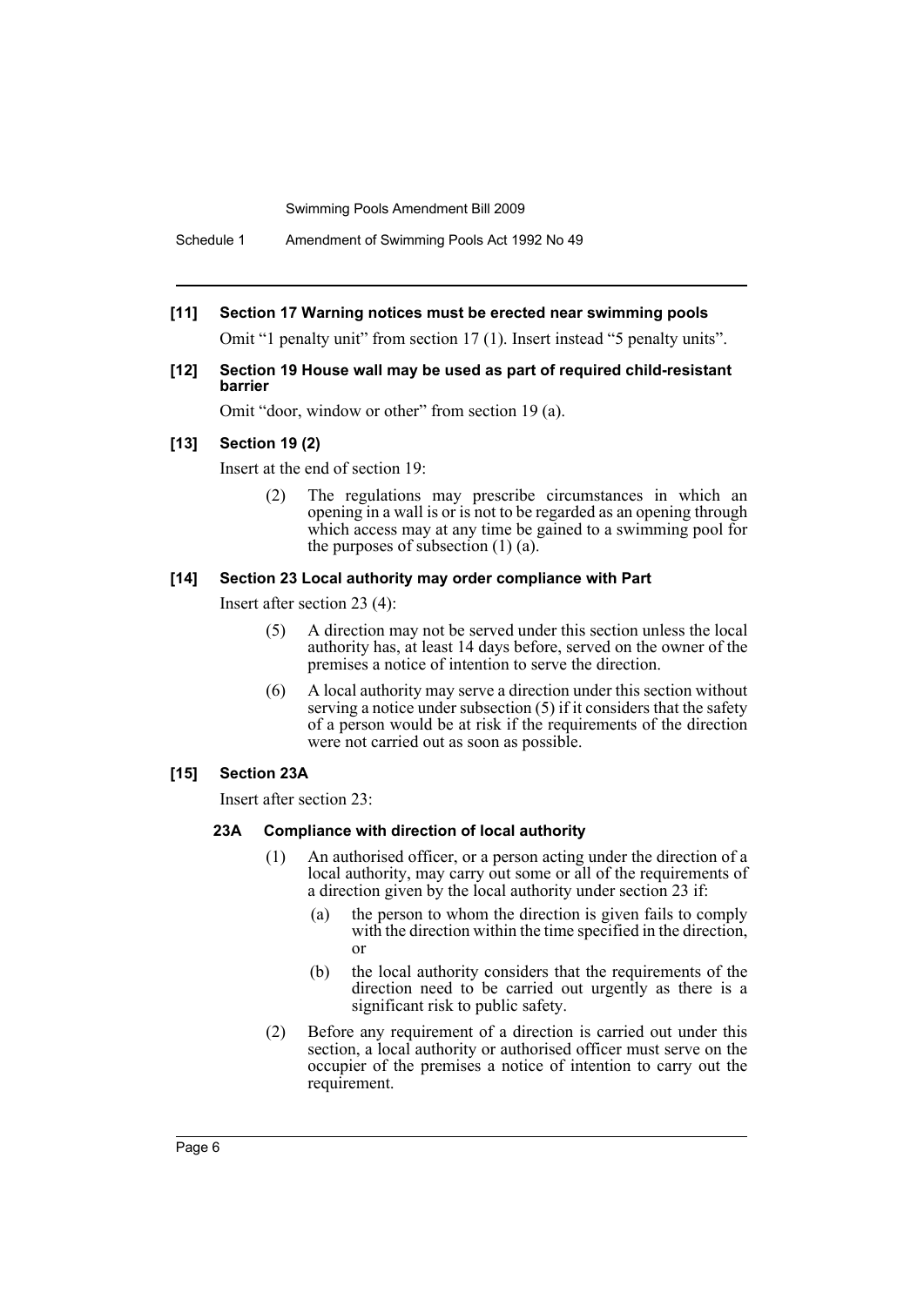**[11] Section 17 Warning notices must be erected near swimming pools**

Omit "1 penalty unit" from section 17 (1). Insert instead "5 penalty units".

**[12] Section 19 House wall may be used as part of required child-resistant barrier**

Omit "door, window or other" from section 19 (a).

**[13] Section 19 (2)**

Insert at the end of section 19:

> (2) The regulations may prescribe circumstances in which an opening in a wall is or is not to be regarded as an opening through which access may at any time be gained to a swimming pool for the purposes of subsection (1) (a).

**[14] Section 23 Local authority may order compliance with Part**

Insert after section 23 (4):

> (5) A direction may not be served under this section unless the local authority has, at least 14 days before, served on the owner of the premises a notice of intention to serve the direction.
>
> (6) A local authority may serve a direction under this section without serving a notice under subsection (5) if it considers that the safety of a person would be at risk if the requirements of the direction were not carried out as soon as possible.

**[15] Section 23A**

Insert after section 23:

> **23A Compliance with direction of local authority**
>
> (1) An authorised officer, or a person acting under the direction of a local authority, may carry out some or all of the requirements of a direction given by the local authority under section 23 if:
>
> (a) the person to whom the direction is given fails to comply with the direction within the time specified in the direction, or
>
> (b) the local authority considers that the requirements of the direction need to be carried out urgently as there is a significant risk to public safety.
>
> (2) Before any requirement of a direction is carried out under this section, a local authority or authorised officer must serve on the occupier of the premises a notice of intention to carry out the requirement.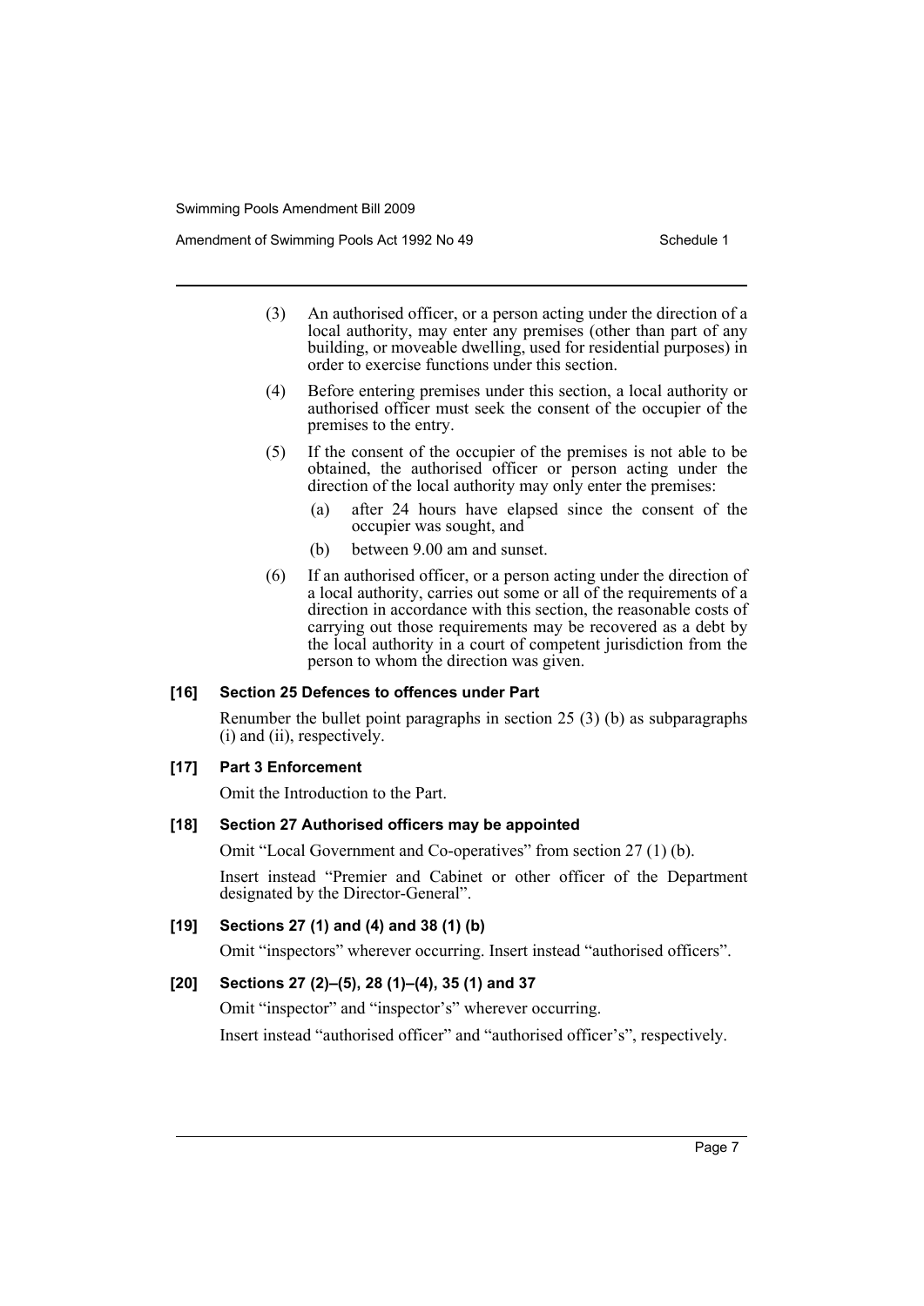(3) An authorised officer, or a person acting under the direction of a local authority, may enter any premises (other than part of any building, or moveable dwelling, used for residential purposes) in order to exercise functions under this section.

(4) Before entering premises under this section, a local authority or authorised officer must seek the consent of the occupier of the premises to the entry.

(5) If the consent of the occupier of the premises is not able to be obtained, the authorised officer or person acting under the direction of the local authority may only enter the premises:

(a) after 24 hours have elapsed since the consent of the occupier was sought, and

(b) between 9.00 am and sunset.

(6) If an authorised officer, or a person acting under the direction of a local authority, carries out some or all of the requirements of a direction in accordance with this section, the reasonable costs of carrying out those requirements may be recovered as a debt by the local authority in a court of competent jurisdiction from the person to whom the direction was given.

**[16] Section 25 Defences to offences under Part**

Renumber the bullet point paragraphs in section 25 (3) (b) as subparagraphs (i) and (ii), respectively.

**[17] Part 3 Enforcement**

Omit the Introduction to the Part.

**[18] Section 27 Authorised officers may be appointed**

Omit "Local Government and Co-operatives" from section 27 (1) (b).

Insert instead "Premier and Cabinet or other officer of the Department designated by the Director-General".

**[19] Sections 27 (1) and (4) and 38 (1) (b)**

Omit "inspectors" wherever occurring. Insert instead "authorised officers".

**[20] Sections 27 (2)–(5), 28 (1)–(4), 35 (1) and 37**

Omit "inspector" and "inspector's" wherever occurring.

Insert instead "authorised officer" and "authorised officer's", respectively.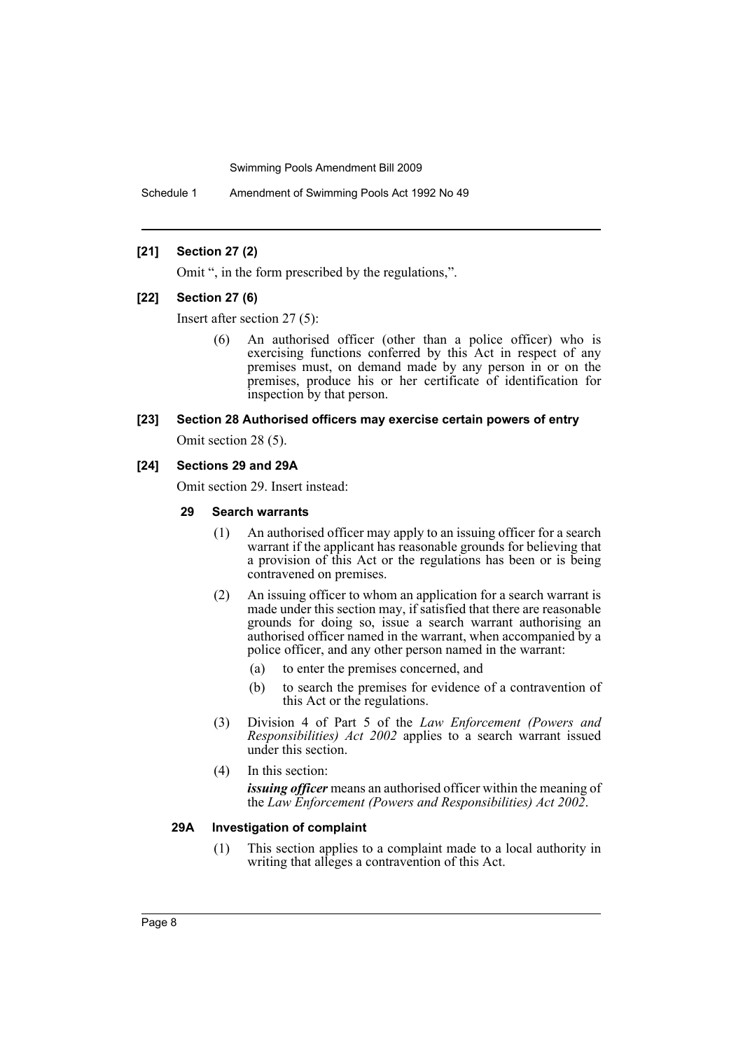#### [21] Section 27 (2)

Omit ", in the form prescribed by the regulations,".

#### [22] Section 27 (6)

Insert after section 27 (5):

(6) An authorised officer (other than a police officer) who is exercising functions conferred by this Act in respect of any premises must, on demand made by any person in or on the premises, produce his or her certificate of identification for inspection by that person.

#### [23] Section 28 Authorised officers may exercise certain powers of entry

Omit section 28 (5).

#### [24] Sections 29 and 29A

Omit section 29. Insert instead:

**29 Search warrants**

(1) An authorised officer may apply to an issuing officer for a search warrant if the applicant has reasonable grounds for believing that a provision of this Act or the regulations has been or is being contravened on premises.

(2) An issuing officer to whom an application for a search warrant is made under this section may, if satisfied that there are reasonable grounds for doing so, issue a search warrant authorising an authorised officer named in the warrant, when accompanied by a police officer, and any other person named in the warrant:

- (a) to enter the premises concerned, and
- (b) to search the premises for evidence of a contravention of this Act or the regulations.

(3) Division 4 of Part 5 of the *Law Enforcement (Powers and Responsibilities) Act 2002* applies to a search warrant issued under this section.

(4) In this section:

***issuing officer*** means an authorised officer within the meaning of the *Law Enforcement (Powers and Responsibilities) Act 2002*.

**29A Investigation of complaint**

(1) This section applies to a complaint made to a local authority in writing that alleges a contravention of this Act.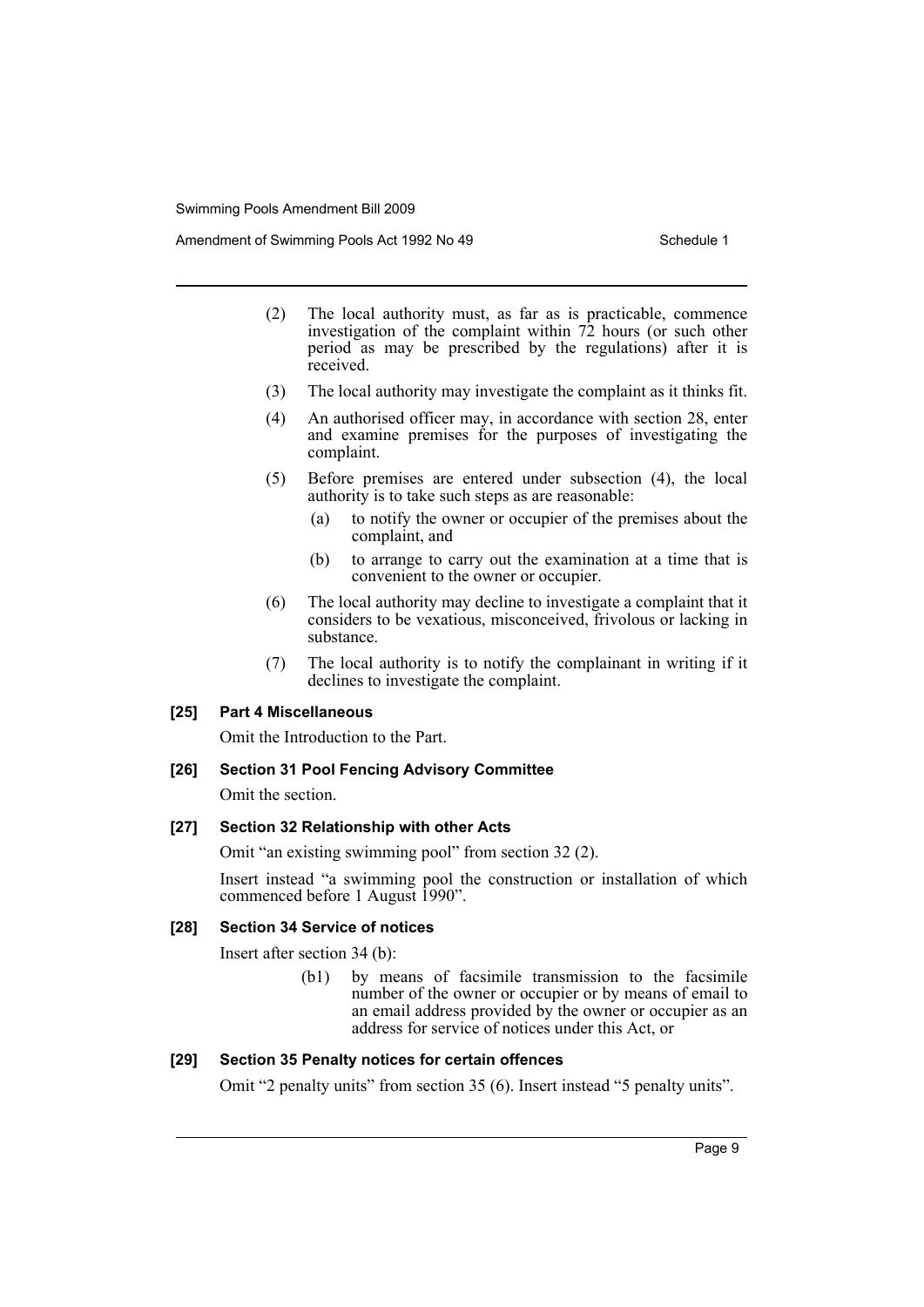(2) The local authority must, as far as is practicable, commence investigation of the complaint within 72 hours (or such other period as may be prescribed by the regulations) after it is received.

(3) The local authority may investigate the complaint as it thinks fit.

(4) An authorised officer may, in accordance with section 28, enter and examine premises for the purposes of investigating the complaint.

(5) Before premises are entered under subsection (4), the local authority is to take such steps as are reasonable:

(a) to notify the owner or occupier of the premises about the complaint, and

(b) to arrange to carry out the examination at a time that is convenient to the owner or occupier.

(6) The local authority may decline to investigate a complaint that it considers to be vexatious, misconceived, frivolous or lacking in substance.

(7) The local authority is to notify the complainant in writing if it declines to investigate the complaint.

#### [25] Part 4 Miscellaneous

Omit the Introduction to the Part.

#### [26] Section 31 Pool Fencing Advisory Committee

Omit the section.

#### [27] Section 32 Relationship with other Acts

Omit "an existing swimming pool" from section 32 (2).

Insert instead "a swimming pool the construction or installation of which commenced before 1 August 1990".

#### [28] Section 34 Service of notices

Insert after section 34 (b):

(b1) by means of facsimile transmission to the facsimile number of the owner or occupier or by means of email to an email address provided by the owner or occupier as an address for service of notices under this Act, or

#### [29] Section 35 Penalty notices for certain offences

Omit "2 penalty units" from section 35 (6). Insert instead "5 penalty units".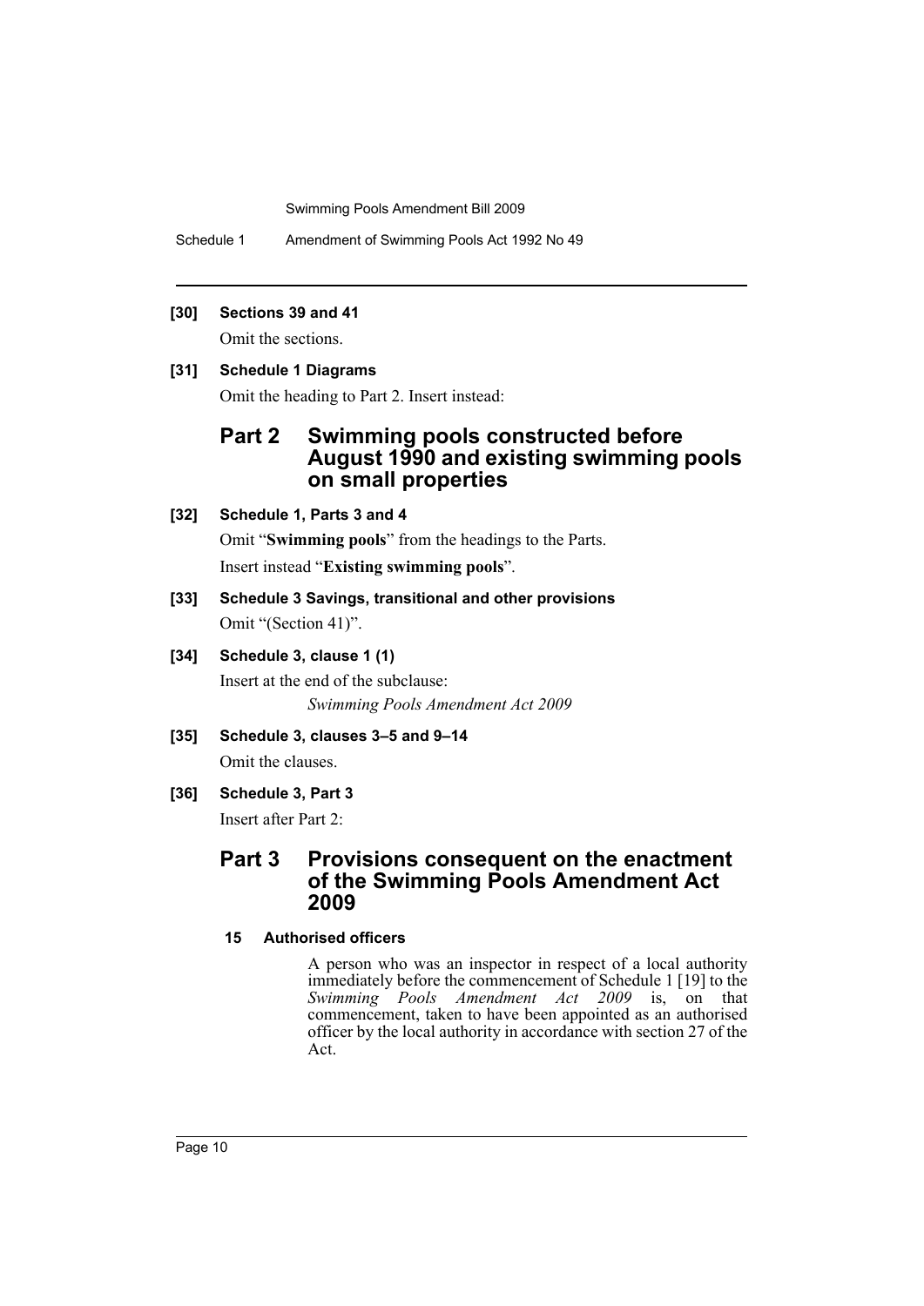**[30] Sections 39 and 41**

Omit the sections.

**[31] Schedule 1 Diagrams**

Omit the heading to Part 2. Insert instead:

## Part 2 Swimming pools constructed before August 1990 and existing swimming pools on small properties

**[32] Schedule 1, Parts 3 and 4**

Omit "**Swimming pools**" from the headings to the Parts.

Insert instead "**Existing swimming pools**".

**[33] Schedule 3 Savings, transitional and other provisions**

Omit "(Section 41)".

**[34] Schedule 3, clause 1 (1)**

Insert at the end of the subclause:

*Swimming Pools Amendment Act 2009*

**[35] Schedule 3, clauses 3–5 and 9–14**

Omit the clauses.

**[36] Schedule 3, Part 3**

Insert after Part 2:

## Part 3 Provisions consequent on the enactment of the Swimming Pools Amendment Act 2009

**15 Authorised officers**

A person who was an inspector in respect of a local authority immediately before the commencement of Schedule 1 [19] to the *Swimming Pools Amendment Act 2009* is, on that commencement, taken to have been appointed as an authorised officer by the local authority in accordance with section 27 of the Act.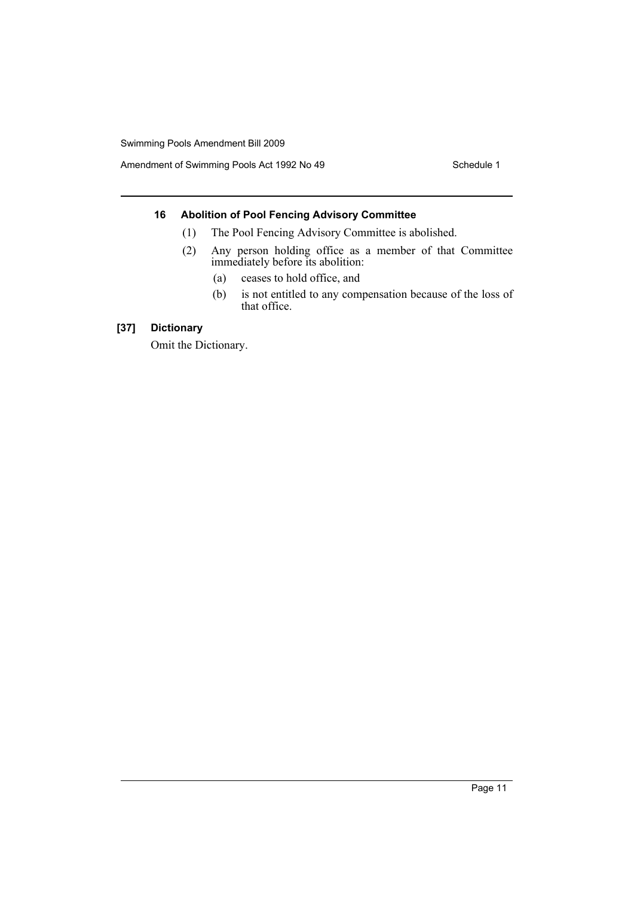### 16 Abolition of Pool Fencing Advisory Committee

(1) The Pool Fencing Advisory Committee is abolished.

(2) Any person holding office as a member of that Committee immediately before its abolition:

(a) ceases to hold office, and

(b) is not entitled to any compensation because of the loss of that office.

## [37] Dictionary

Omit the Dictionary.